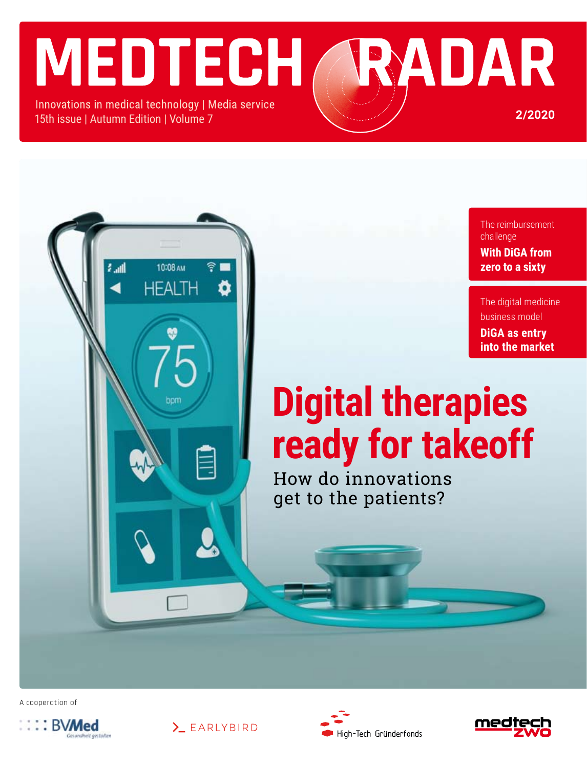# MEDTECH RADAR

Innovations in medical technology | Media service
15th issue | Autumn Edition | Volume 7

2/2020

The reimbursement challenge
**With DiGA from zero to a sixty**

The digital medicine business model
**DiGA as entry into the market**

# Digital therapies ready for takeoff

How do innovations get to the patients?

A cooperation of

BVMed Gesundheit gestalten

>_ EARLYBIRD

High-Tech Gründerfonds

medtech zwo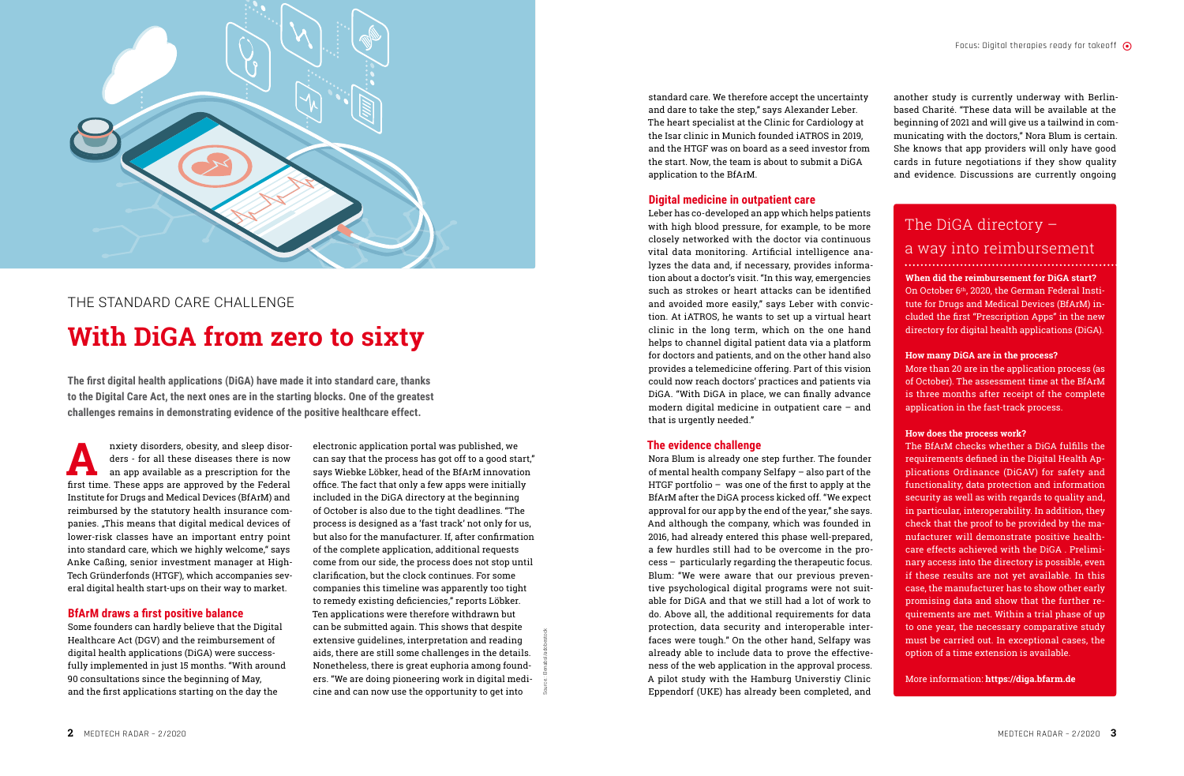THE STANDARD CARE CHALLENGE

# With DiGA from zero to sixty

**The first digital health applications (DiGA) have made it into standard care, thanks to the Digital Care Act, the next ones are in the starting blocks. One of the greatest challenges remains in demonstrating evidence of the positive healthcare effect.**

Anxiety disorders, obesity, and sleep disorders - for all these diseases there is now an app available as a prescription for the first time. These apps are approved by the Federal Institute for Drugs and Medical Devices (BfArM) and reimbursed by the statutory health insurance companies. „This means that digital medical devices of lower-risk classes have an important entry point into standard care, which we highly welcome," says Anke Caßing, senior investment manager at High-Tech Gründerfonds (HTGF), which accompanies several digital health start-ups on their way to market.

## BfArM draws a first positive balance

Some founders can hardly believe that the Digital Healthcare Act (DGV) and the reimbursement of digital health applications (DiGA) were successfully implemented in just 15 months. "With around 90 consultations since the beginning of May, and the first applications starting on the day the electronic application portal was published, we can say that the process has got off to a good start," says Wiebke Löbker, head of the BfArM innovation office. The fact that only a few apps were initially included in the DiGA directory at the beginning of October is also due to the tight deadlines. "The process is designed as a 'fast track' not only for us, but also for the manufacturer. If, after confirmation of the complete application, additional requests come from our side, the process does not stop until clarification, but the clock continues. For some companies this timeline was apparently too tight to remedy existing deficiencies," reports Löbker. Ten applications were therefore withdrawn but can be submitted again. This shows that despite extensive guidelines, interpretation and reading aids, there are still some challenges in the details. Nonetheless, there is great euphoria among founders. "We are doing pioneering work in digital medicine and can now use the opportunity to get into standard care. We therefore accept the uncertainty and dare to take the step," says Alexander Leber. The heart specialist at the Clinic for Cardiology at the Isar clinic in Munich founded iATROS in 2019, and the HTGF was on board as a seed investor from the start. Now, the team is about to submit a DiGA application to the BfArM.

## Digital medicine in outpatient care

Leber has co-developed an app which helps patients with high blood pressure, for example, to be more closely networked with the doctor via continuous vital data monitoring. Artificial intelligence analyzes the data and, if necessary, provides information about a doctor's visit. "In this way, emergencies such as strokes or heart attacks can be identified and avoided more easily," says Leber with conviction. At iATROS, he wants to set up a virtual heart clinic in the long term, which on the one hand helps to channel digital patient data via a platform for doctors and patients, and on the other hand also provides a telemedicine offering. Part of this vision could now reach doctors' practices and patients via DiGA. "With DiGA in place, we can finally advance modern digital medicine in outpatient care – and that is urgently needed."

## The evidence challenge

Nora Blum is already one step further. The founder of mental health company Selfapy – also part of the HTGF portfolio – was one of the first to apply at the BfArM after the DiGA process kicked off. "We expect approval for our app by the end of the year," she says. And although the company, which was founded in 2016, had already entered this phase well-prepared, a few hurdles still had to be overcome in the process – particularly regarding the therapeutic focus. Blum: "We were aware that our previous preventive psychological digital programs were not suitable for DiGA and that we still had a lot of work to do. Above all, the additional requirements for data protection, data security and interoperable interfaces were tough." On the other hand, Selfapy was already able to include data to prove the effectiveness of the web application in the approval process. A pilot study with the Hamburg Universtiy Clinic Eppendorf (UKE) has already been completed, and another study is currently underway with Berlin-based Charité. "These data will be available at the beginning of 2021 and will give us a tailwind in communicating with the doctors," Nora Blum is certain. She knows that app providers will only have good cards in future negotiations if they show quality and evidence. Discussions are currently ongoing

## The DiGA directory – a way into reimbursement

**When did the reimbursement for DiGA start?**
On October 6th, 2020, the German Federal Institute for Drugs and Medical Devices (BfArM) included the first "Prescription Apps" in the new directory for digital health applications (DiGA).

**How many DiGA are in the process?**
More than 20 are in the application process (as of October). The assessment time at the BfArM is three months after receipt of the complete application in the fast-track process.

**How does the process work?**
The BfArM checks whether a DiGA fulfills the requirements defined in the Digital Health Applications Ordinance (DiGAV) for safety and functionality, data protection and information security as well as with regards to quality and, in particular, interoperability. In addition, they check that the proof to be provided by the manufacturer will demonstrate positive healthcare effects achieved with the DiGA . Preliminary access into the directory is possible, even if these results are not yet available. In this case, the manufacturer has to show other early promising data and show that the further requirements are met. Within a trial phase of up to one year, the necessary comparative study must be carried out. In exceptional cases, the option of a time extension is available.

More information: **https://diga.bfarm.de**

Source: Bernard/iStock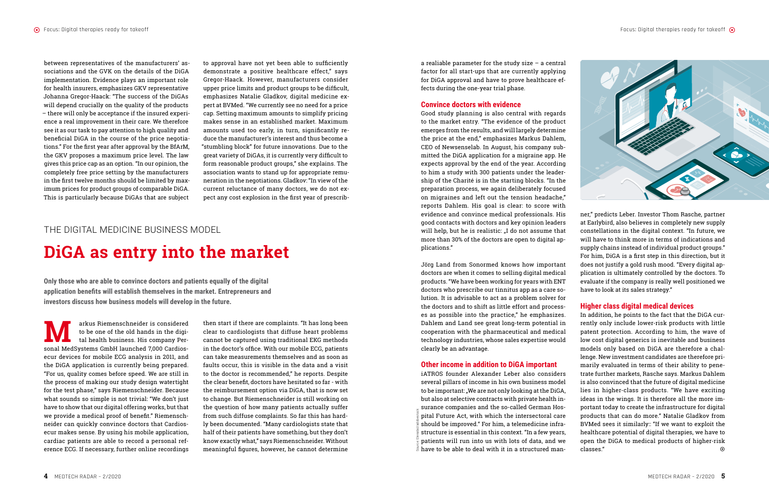between representatives of the manufacturers' associations and the GVK on the details of the DiGA implementation. Evidence plays an important role for health insurers, emphasizes GKV representative Johanna Gregor-Haack: "The success of the DiGAs will depend crucially on the quality of the products – there will only be acceptance if the insured experience a real improvement in their care. We therefore see it as our task to pay attention to high quality and beneficial DiGA in the course of the price negotiations." For the first year after approval by the BfArM, the GKV proposes a maximum price level. The law gives this price cap as an option. "In our opinion, the completely free price setting by the manufacturers in the first twelve months should be limited by maximum prices for product groups of comparable DiGA. This is particularly because DiGAs that are subject to approval have not yet been able to sufficiently demonstrate a positive healthcare effect," says Gregor-Haack. However, manufacturers consider upper price limits and product groups to be difficult, emphasizes Natalie Gladkov, digital medicine expert at BVMed. "We currently see no need for a price cap. Setting maximum amounts to simplify pricing makes sense in an established market. Maximum amounts used too early, in turn, significantly reduce the manufacturer's interest and thus become a "stumbling block" for future innovations. Due to the great variety of DiGAs, it is currently very difficult to form reasonable product groups," she explains. The association wants to stand up for appropriate remuneration in the negotiations. Gladkov: "In view of the current reluctance of many doctors, we do not expect any cost explosion in the first year of prescrib-

THE DIGITAL MEDICINE BUSINESS MODEL

# DiGA as entry into the market

**Only those who are able to convince doctors and patients equally of the digital application benefits will establish themselves in the market. Entrepreneurs and investors discuss how business models will develop in the future.**

Markus Riemenschneider is considered to be one of the old hands in the digital health business. His company Personal MedSystems GmbH launched 7,000 Cardiosecur devices for mobile ECG analysis in 2011, and the DiGA application is currently being prepared. "For us, quality comes before speed. We are still in the process of making our study design watertight for the test phase," says Riemenschneider. Because what sounds so simple is not trivial: "We don't just have to show that our digital offering works, but that we provide a medical proof of benefit." Riemenschneider can quickly convince doctors that Cardiosecur makes sense. By using his mobile application, cardiac patients are able to record a personal reference ECG. If necessary, further online recordings then start if there are complaints. "It has long been clear to cardiologists that diffuse heart problems cannot be captured using traditional EKG methods in the doctor's office. With our mobile ECG, patients can take measurements themselves and as soon as faults occur, this is visible in the data and a visit to the doctor is recommended," he reports. Despite the clear benefit, doctors have hesitated so far - with the reimbursement option via DiGA, that is now set to change. But Riemenschneider is still working on the question of how many patients actually suffer from such diffuse complaints. So far this has hardly been documented. "Many cardiologists state that half of their patients have something, but they don't know exactly what," says Riemenschneider. Without meaningful figures, however, he cannot determine a realiable parameter for the study size – a central factor for all start-ups that are currently applying for DiGA approval and have to prove healthcare effects during the one-year trial phase.

## Convince doctors with evidence

Good study planning is also central with regards to the market entry. "The evidence of the product emerges from the results, and will largely determine the price at the end," emphasizes Markus Dahlem, CEO of Newsenselab. In August, his company submitted the DiGA application for a migraine app. He expects approval by the end of the year. According to him a study with 300 patients under the leadership of the Charité is in the starting blocks. "In the preparation process, we again deliberately focused on migraines and left out the tension headache," reports Dahlem. His goal is clear: to score with evidence and convince medical professionals. His good contacts with doctors and key opinion leaders will help, but he is realistic: „I do not assume that more than 30% of the doctors are open to digital applications."

Jörg Land from Sonormed knows how important doctors are when it comes to selling digital medical products. "We have been working for years with ENT doctors who prescribe our tinnitus app as a care solution. It is advisable to act as a problem solver for the doctors and to shift as little effort and processes as possible into the practice," he emphasizes. Dahlem and Land see great long-term potential in cooperation with the pharmaceutical and medical technology industries, whose sales expertise would clearly be an advantage.

## Other income in addition to DiGA important

iATROS founder Alexander Leber also considers several pillars of income in his own business model to be important: „We are not only looking at the DiGA, but also at selective contracts with private health insurance companies and the so-called German Hospital Future Act, with which the intersectoral care should be improved." For him, a telemedicine infrastructure is essential in this context. "In a few years, patients will run into us with lots of data, and we have to be able to deal with it in a structured manner," predicts Leber. Investor Thom Rasche, partner at Earlybird, also believes in completely new supply constellations in the digital context. "In future, we will have to think more in terms of indications and supply chains instead of individual product groups." For him, DiGA is a first step in this direction, but it does not justify a gold rush mood. "Every digital application is ultimately controlled by the doctors. To evaluate if the company is really well positioned we have to look at its sales strategy."

## Higher class digital medical devices

In addition, he points to the fact that the DiGA currently only include lower-risk products with little patent protection. According to him, the wave of low cost digital generics is inevitable and business models only based on DiGA are therefore a challenge. New investment candidates are therefore primarily evaluated in terms of their ability to penetrate further markets, Rasche says. Markus Dahlem is also convinced that the future of digital medicine lies in higher-class products. "We have exciting ideas in the wings. It is therefore all the more important today to create the infrastructure for digital products that can do more." Natalie Gladkov from BVMed sees it similarly:: "If we want to exploit the healthcare potential of digital therapies, we have to open the DiGA to medical products of higher-risk classes."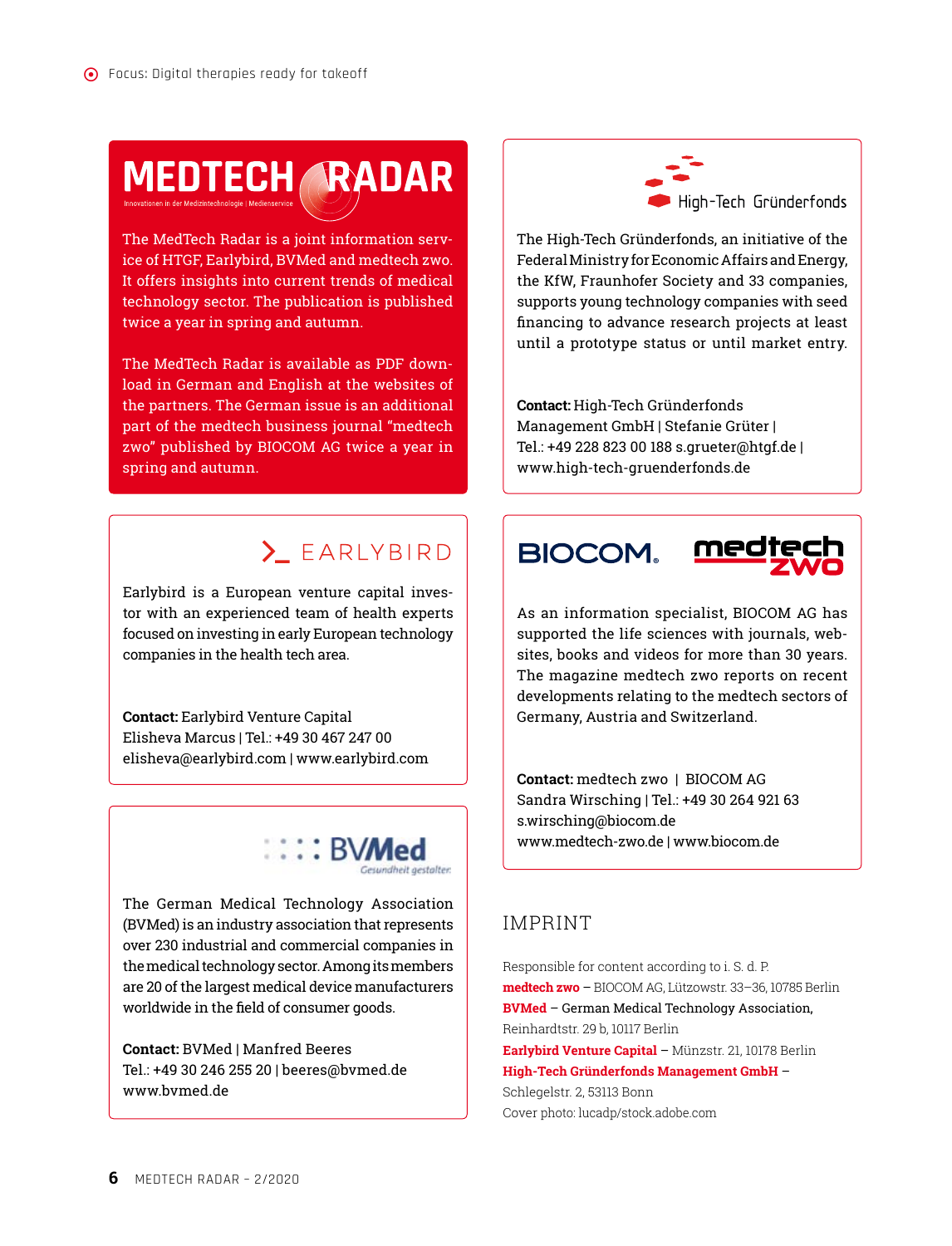## MEDTECH RADAR

Innovationen in der Medizintechnologie | Medienservice

The MedTech Radar is a joint information service of HTGF, Earlybird, BVMed and medtech zwo. It offers insights into current trends of medical technology sector. The publication is published twice a year in spring and autumn.

The MedTech Radar is available as PDF download in German and English at the websites of the partners. The German issue is an additional part of the medtech business journal "medtech zwo" published by BIOCOM AG twice a year in spring and autumn.

## High-Tech Gründerfonds

The High-Tech Gründerfonds, an initiative of the Federal Ministry for Economic Affairs and Energy, the KfW, Fraunhofer Society and 33 companies, supports young technology companies with seed financing to advance research projects at least until a prototype status or until market entry.

**Contact:** High-Tech Gründerfonds Management GmbH | Stefanie Grüter | Tel.: +49 228 823 00 188 s.grueter@htgf.de | www.high-tech-gruenderfonds.de

## EARLYBIRD

Earlybird is a European venture capital investor with an experienced team of health experts focused on investing in early European technology companies in the health tech area.

**Contact:** Earlybird Venture Capital
Elisheva Marcus | Tel.: +49 30 467 247 00
elisheva@earlybird.com | www.earlybird.com

## BIOCOM / medtech zwo

As an information specialist, BIOCOM AG has supported the life sciences with journals, websites, books and videos for more than 30 years. The magazine medtech zwo reports on recent developments relating to the medtech sectors of Germany, Austria and Switzerland.

**Contact:** medtech zwo | BIOCOM AG
Sandra Wirsching | Tel.: +49 30 264 921 63
s.wirsching@biocom.de
www.medtech-zwo.de | www.biocom.de

## BVMed

*Gesundheit gestalten.*

The German Medical Technology Association (BVMed) is an industry association that represents over 230 industrial and commercial companies in the medical technology sector. Among its members are 20 of the largest medical device manufacturers worldwide in the field of consumer goods.

**Contact:** BVMed | Manfred Beeres
Tel.: +49 30 246 255 20 | beeres@bvmed.de
www.bvmed.de

## IMPRINT

Responsible for content according to i. S. d. P.
**medtech zwo** – BIOCOM AG, Lützowstr. 33–36, 10785 Berlin
**BVMed** – German Medical Technology Association, Reinhardtstr. 29 b, 10117 Berlin
**Earlybird Venture Capital** – Münzstr. 21, 10178 Berlin
**High-Tech Gründerfonds Management GmbH** – Schlegelstr. 2, 53113 Bonn
Cover photo: lucadp/stock.adobe.com